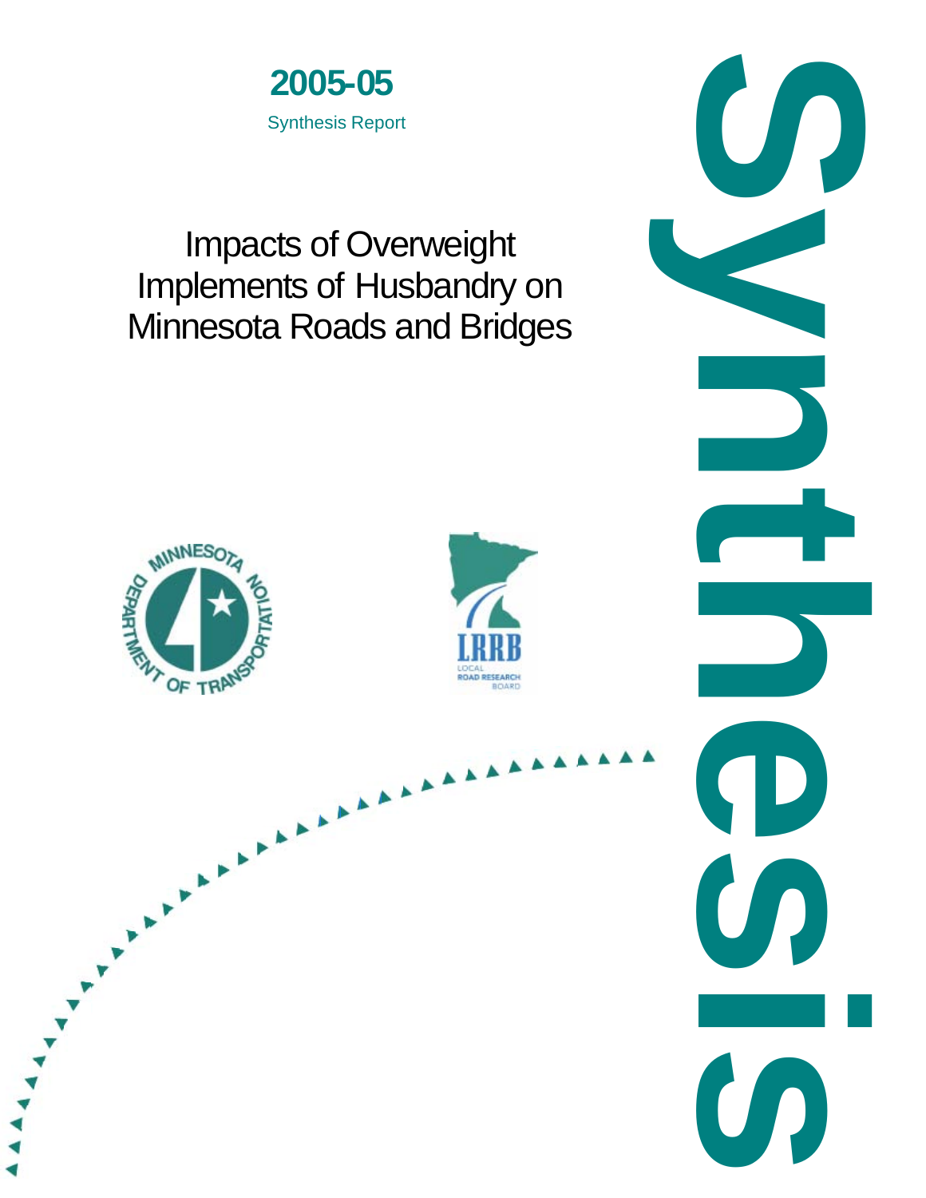**2005-05**

Synthesis Report

# Impacts of Overweight Implements of Husbandry on Minnesota Roads and Bridges

MINNESOTA DEPARTMENT OF TRANSPORTATION

LRRB LOCAL ROAD RESEARCH BOARD

Synthesis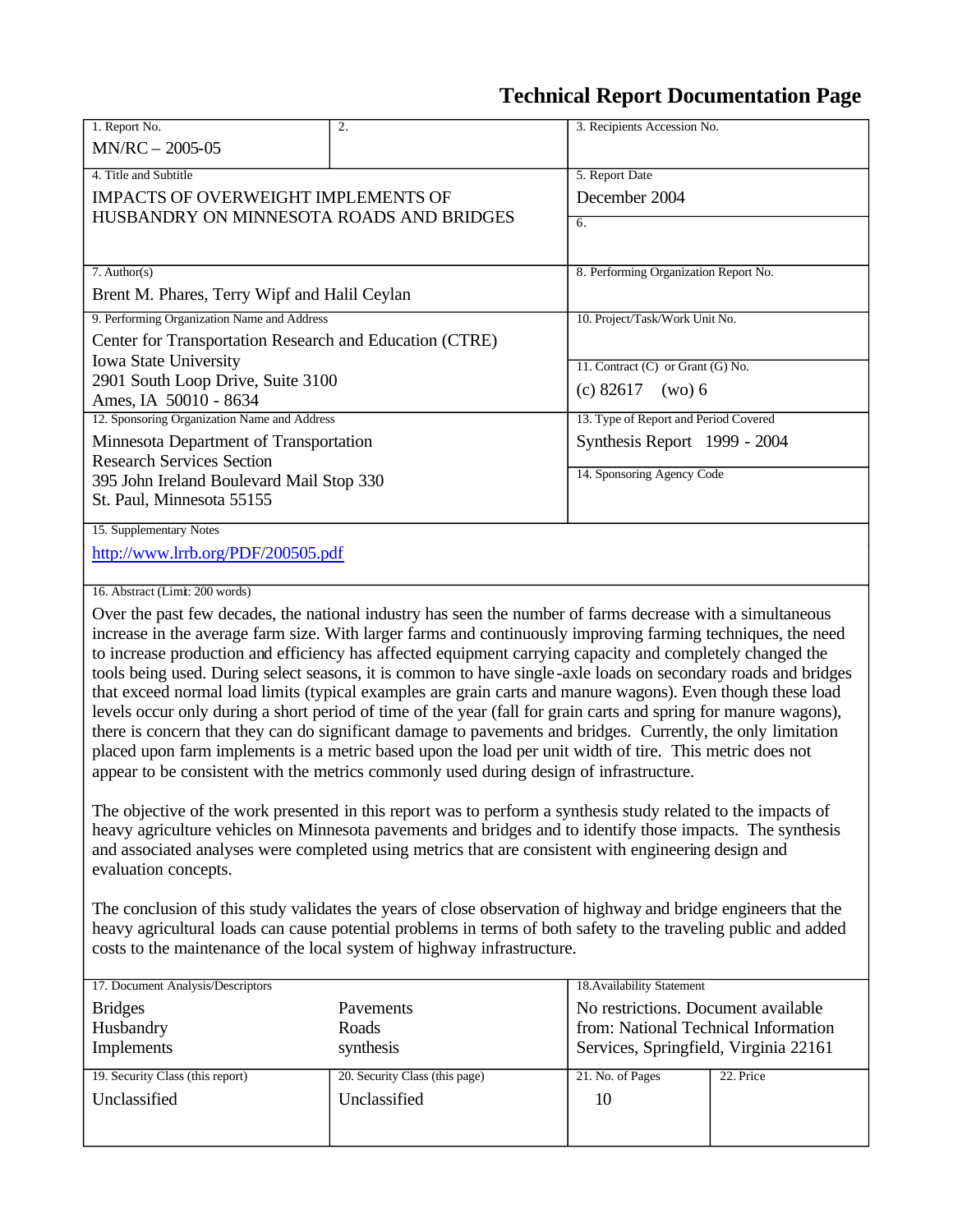# Technical Report Documentation Page

| 1. Report No. | 2. | 3. Recipients Accession No. | |
|---|---|---|---|
| MN/RC – 2005-05 | | | |
| 4. Title and Subtitle<br>IMPACTS OF OVERWEIGHT IMPLEMENTS OF HUSBANDRY ON MINNESOTA ROADS AND BRIDGES | | 5. Report Date<br>December 2004 | |
| | | 6. | |
| 7. Author(s)<br>Brent M. Phares, Terry Wipf and Halil Ceylan | | 8. Performing Organization Report No. | |
| 9. Performing Organization Name and Address<br>Center for Transportation Research and Education (CTRE)<br>Iowa State University<br>2901 South Loop Drive, Suite 3100<br>Ames, IA 50010 - 8634 | | 10. Project/Task/Work Unit No. | |
| | | 11. Contract (C) or Grant (G) No.<br>(c) 82617 (wo) 6 | |
| 12. Sponsoring Organization Name and Address<br>Minnesota Department of Transportation<br>Research Services Section<br>395 John Ireland Boulevard Mail Stop 330<br>St. Paul, Minnesota 55155 | | 13. Type of Report and Period Covered<br>Synthesis Report 1999 - 2004 | |
| | | 14. Sponsoring Agency Code | |
| 15. Supplementary Notes<br>http://www.lrrb.org/PDF/200505.pdf | | | |

16. Abstract (Limit: 200 words)

Over the past few decades, the national industry has seen the number of farms decrease with a simultaneous increase in the average farm size. With larger farms and continuously improving farming techniques, the need to increase production and efficiency has affected equipment carrying capacity and completely changed the tools being used. During select seasons, it is common to have single-axle loads on secondary roads and bridges that exceed normal load limits (typical examples are grain carts and manure wagons). Even though these load levels occur only during a short period of time of the year (fall for grain carts and spring for manure wagons), there is concern that they can do significant damage to pavements and bridges. Currently, the only limitation placed upon farm implements is a metric based upon the load per unit width of tire. This metric does not appear to be consistent with the metrics commonly used during design of infrastructure.

The objective of the work presented in this report was to perform a synthesis study related to the impacts of heavy agriculture vehicles on Minnesota pavements and bridges and to identify those impacts. The synthesis and associated analyses were completed using metrics that are consistent with engineering design and evaluation concepts.

The conclusion of this study validates the years of close observation of highway and bridge engineers that the heavy agricultural loads can cause potential problems in terms of both safety to the traveling public and added costs to the maintenance of the local system of highway infrastructure.

| 17. Document Analysis/Descriptors | | 18. Availability Statement | |
|---|---|---|---|
| Bridges<br>Husbandry<br>Implements | Pavements<br>Roads<br>synthesis | No restrictions. Document available from: National Technical Information Services, Springfield, Virginia 22161 | |
| 19. Security Class (this report)<br>Unclassified | 20. Security Class (this page)<br>Unclassified | 21. No. of Pages<br>10 | 22. Price |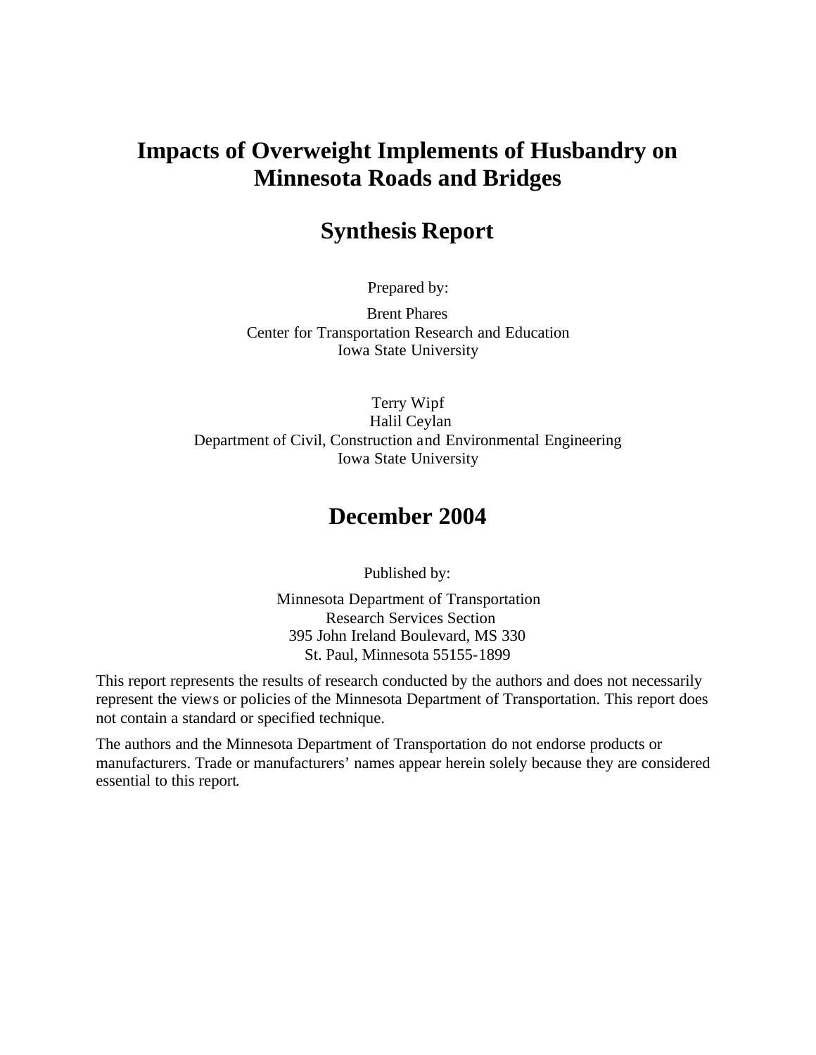# Impacts of Overweight Implements of Husbandry on Minnesota Roads and Bridges

## Synthesis Report

Prepared by:

Brent Phares
Center for Transportation Research and Education
Iowa State University

Terry Wipf
Halil Ceylan
Department of Civil, Construction and Environmental Engineering
Iowa State University

## December 2004

Published by:

Minnesota Department of Transportation
Research Services Section
395 John Ireland Boulevard, MS 330
St. Paul, Minnesota 55155-1899

This report represents the results of research conducted by the authors and does not necessarily represent the views or policies of the Minnesota Department of Transportation. This report does not contain a standard or specified technique.

The authors and the Minnesota Department of Transportation do not endorse products or manufacturers. Trade or manufacturers' names appear herein solely because they are considered essential to this report.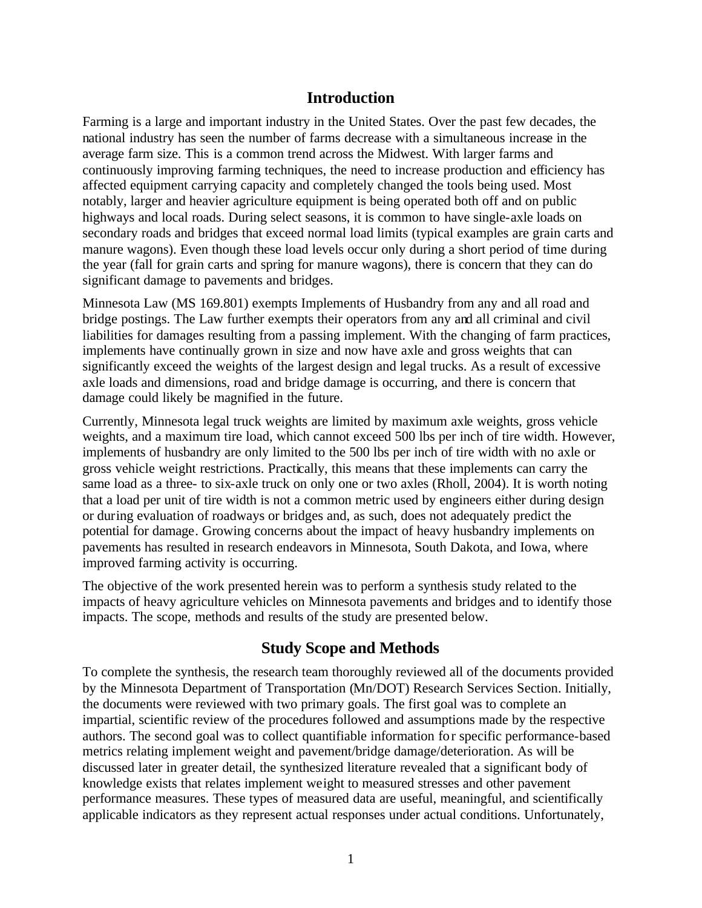## Introduction

Farming is a large and important industry in the United States. Over the past few decades, the national industry has seen the number of farms decrease with a simultaneous increase in the average farm size. This is a common trend across the Midwest. With larger farms and continuously improving farming techniques, the need to increase production and efficiency has affected equipment carrying capacity and completely changed the tools being used. Most notably, larger and heavier agriculture equipment is being operated both off and on public highways and local roads. During select seasons, it is common to have single-axle loads on secondary roads and bridges that exceed normal load limits (typical examples are grain carts and manure wagons). Even though these load levels occur only during a short period of time during the year (fall for grain carts and spring for manure wagons), there is concern that they can do significant damage to pavements and bridges.

Minnesota Law (MS 169.801) exempts Implements of Husbandry from any and all road and bridge postings. The Law further exempts their operators from any and all criminal and civil liabilities for damages resulting from a passing implement. With the changing of farm practices, implements have continually grown in size and now have axle and gross weights that can significantly exceed the weights of the largest design and legal trucks. As a result of excessive axle loads and dimensions, road and bridge damage is occurring, and there is concern that damage could likely be magnified in the future.

Currently, Minnesota legal truck weights are limited by maximum axle weights, gross vehicle weights, and a maximum tire load, which cannot exceed 500 lbs per inch of tire width. However, implements of husbandry are only limited to the 500 lbs per inch of tire width with no axle or gross vehicle weight restrictions. Practically, this means that these implements can carry the same load as a three- to six-axle truck on only one or two axles (Rholl, 2004). It is worth noting that a load per unit of tire width is not a common metric used by engineers either during design or during evaluation of roadways or bridges and, as such, does not adequately predict the potential for damage. Growing concerns about the impact of heavy husbandry implements on pavements has resulted in research endeavors in Minnesota, South Dakota, and Iowa, where improved farming activity is occurring.

The objective of the work presented herein was to perform a synthesis study related to the impacts of heavy agriculture vehicles on Minnesota pavements and bridges and to identify those impacts. The scope, methods and results of the study are presented below.

## Study Scope and Methods

To complete the synthesis, the research team thoroughly reviewed all of the documents provided by the Minnesota Department of Transportation (Mn/DOT) Research Services Section. Initially, the documents were reviewed with two primary goals. The first goal was to complete an impartial, scientific review of the procedures followed and assumptions made by the respective authors. The second goal was to collect quantifiable information for specific performance-based metrics relating implement weight and pavement/bridge damage/deterioration. As will be discussed later in greater detail, the synthesized literature revealed that a significant body of knowledge exists that relates implement weight to measured stresses and other pavement performance measures. These types of measured data are useful, meaningful, and scientifically applicable indicators as they represent actual responses under actual conditions. Unfortunately,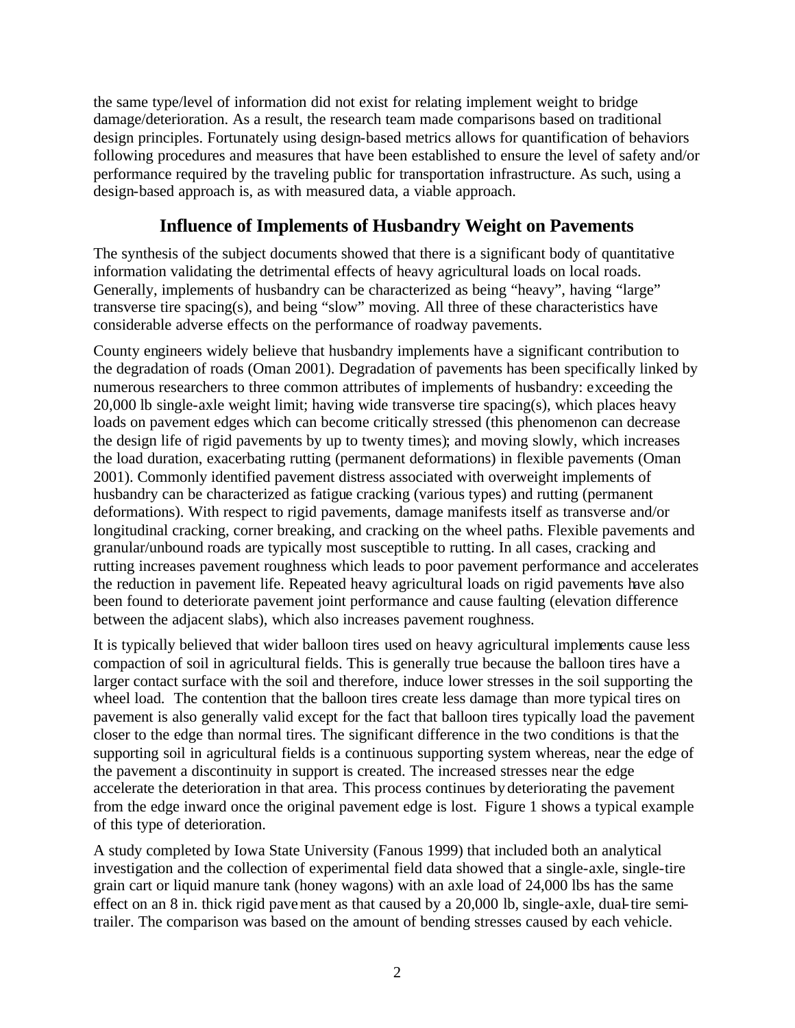the same type/level of information did not exist for relating implement weight to bridge damage/deterioration. As a result, the research team made comparisons based on traditional design principles. Fortunately using design-based metrics allows for quantification of behaviors following procedures and measures that have been established to ensure the level of safety and/or performance required by the traveling public for transportation infrastructure. As such, using a design-based approach is, as with measured data, a viable approach.

## Influence of Implements of Husbandry Weight on Pavements

The synthesis of the subject documents showed that there is a significant body of quantitative information validating the detrimental effects of heavy agricultural loads on local roads. Generally, implements of husbandry can be characterized as being "heavy", having "large" transverse tire spacing(s), and being "slow" moving. All three of these characteristics have considerable adverse effects on the performance of roadway pavements.

County engineers widely believe that husbandry implements have a significant contribution to the degradation of roads (Oman 2001). Degradation of pavements has been specifically linked by numerous researchers to three common attributes of implements of husbandry: exceeding the 20,000 lb single-axle weight limit; having wide transverse tire spacing(s), which places heavy loads on pavement edges which can become critically stressed (this phenomenon can decrease the design life of rigid pavements by up to twenty times); and moving slowly, which increases the load duration, exacerbating rutting (permanent deformations) in flexible pavements (Oman 2001). Commonly identified pavement distress associated with overweight implements of husbandry can be characterized as fatigue cracking (various types) and rutting (permanent deformations). With respect to rigid pavements, damage manifests itself as transverse and/or longitudinal cracking, corner breaking, and cracking on the wheel paths. Flexible pavements and granular/unbound roads are typically most susceptible to rutting. In all cases, cracking and rutting increases pavement roughness which leads to poor pavement performance and accelerates the reduction in pavement life. Repeated heavy agricultural loads on rigid pavements have also been found to deteriorate pavement joint performance and cause faulting (elevation difference between the adjacent slabs), which also increases pavement roughness.

It is typically believed that wider balloon tires used on heavy agricultural implements cause less compaction of soil in agricultural fields. This is generally true because the balloon tires have a larger contact surface with the soil and therefore, induce lower stresses in the soil supporting the wheel load. The contention that the balloon tires create less damage than more typical tires on pavement is also generally valid except for the fact that balloon tires typically load the pavement closer to the edge than normal tires. The significant difference in the two conditions is that the supporting soil in agricultural fields is a continuous supporting system whereas, near the edge of the pavement a discontinuity in support is created. The increased stresses near the edge accelerate the deterioration in that area. This process continues by deteriorating the pavement from the edge inward once the original pavement edge is lost. Figure 1 shows a typical example of this type of deterioration.

A study completed by Iowa State University (Fanous 1999) that included both an analytical investigation and the collection of experimental field data showed that a single-axle, single-tire grain cart or liquid manure tank (honey wagons) with an axle load of 24,000 lbs has the same effect on an 8 in. thick rigid pavement as that caused by a 20,000 lb, single-axle, dual-tire semi-trailer. The comparison was based on the amount of bending stresses caused by each vehicle.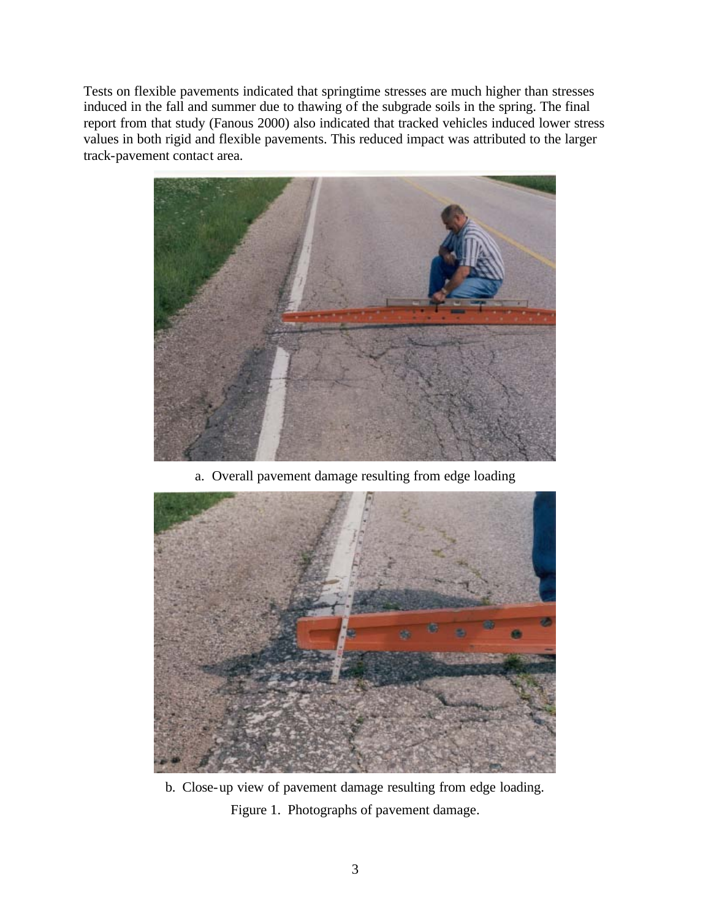Tests on flexible pavements indicated that springtime stresses are much higher than stresses induced in the fall and summer due to thawing of the subgrade soils in the spring. The final report from that study (Fanous 2000) also indicated that tracked vehicles induced lower stress values in both rigid and flexible pavements. This reduced impact was attributed to the larger track-pavement contact area.

a. Overall pavement damage resulting from edge loading

b. Close-up view of pavement damage resulting from edge loading.

Figure 1. Photographs of pavement damage.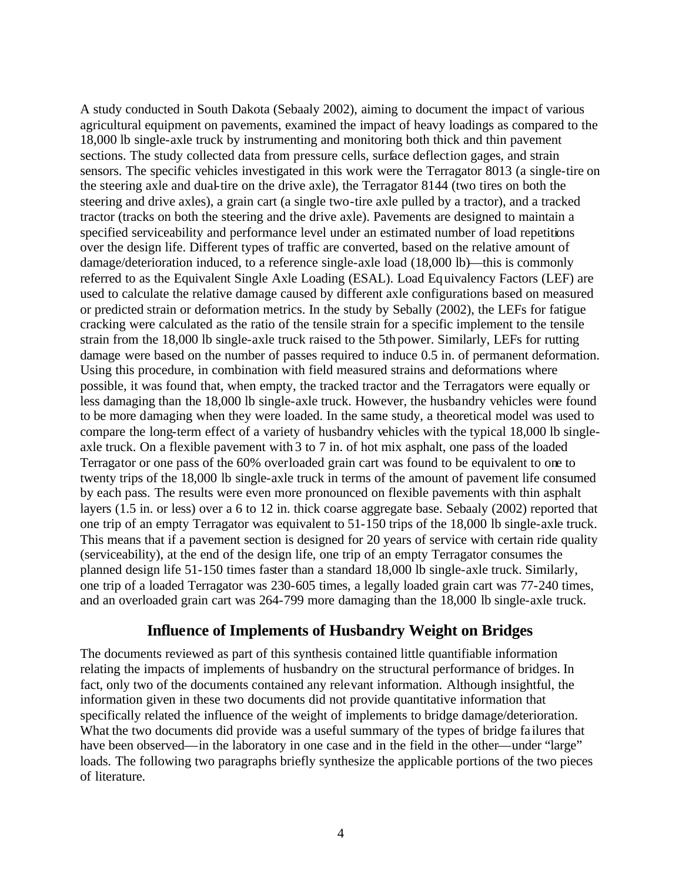A study conducted in South Dakota (Sebaaly 2002), aiming to document the impact of various agricultural equipment on pavements, examined the impact of heavy loadings as compared to the 18,000 lb single-axle truck by instrumenting and monitoring both thick and thin pavement sections. The study collected data from pressure cells, surface deflection gages, and strain sensors. The specific vehicles investigated in this work were the Terragator 8013 (a single-tire on the steering axle and dual-tire on the drive axle), the Terragator 8144 (two tires on both the steering and drive axles), a grain cart (a single two-tire axle pulled by a tractor), and a tracked tractor (tracks on both the steering and the drive axle). Pavements are designed to maintain a specified serviceability and performance level under an estimated number of load repetitions over the design life. Different types of traffic are converted, based on the relative amount of damage/deterioration induced, to a reference single-axle load (18,000 lb)—this is commonly referred to as the Equivalent Single Axle Loading (ESAL). Load Equivalency Factors (LEF) are used to calculate the relative damage caused by different axle configurations based on measured or predicted strain or deformation metrics. In the study by Sebally (2002), the LEFs for fatigue cracking were calculated as the ratio of the tensile strain for a specific implement to the tensile strain from the 18,000 lb single-axle truck raised to the 5th power. Similarly, LEFs for rutting damage were based on the number of passes required to induce 0.5 in. of permanent deformation. Using this procedure, in combination with field measured strains and deformations where possible, it was found that, when empty, the tracked tractor and the Terragators were equally or less damaging than the 18,000 lb single-axle truck. However, the husbandry vehicles were found to be more damaging when they were loaded. In the same study, a theoretical model was used to compare the long-term effect of a variety of husbandry vehicles with the typical 18,000 lb single-axle truck. On a flexible pavement with 3 to 7 in. of hot mix asphalt, one pass of the loaded Terragator or one pass of the 60% overloaded grain cart was found to be equivalent to one to twenty trips of the 18,000 lb single-axle truck in terms of the amount of pavement life consumed by each pass. The results were even more pronounced on flexible pavements with thin asphalt layers (1.5 in. or less) over a 6 to 12 in. thick coarse aggregate base. Sebaaly (2002) reported that one trip of an empty Terragator was equivalent to 51-150 trips of the 18,000 lb single-axle truck. This means that if a pavement section is designed for 20 years of service with certain ride quality (serviceability), at the end of the design life, one trip of an empty Terragator consumes the planned design life 51-150 times faster than a standard 18,000 lb single-axle truck. Similarly, one trip of a loaded Terragator was 230-605 times, a legally loaded grain cart was 77-240 times, and an overloaded grain cart was 264-799 more damaging than the 18,000 lb single-axle truck.

## Influence of Implements of Husbandry Weight on Bridges

The documents reviewed as part of this synthesis contained little quantifiable information relating the impacts of implements of husbandry on the structural performance of bridges. In fact, only two of the documents contained any relevant information. Although insightful, the information given in these two documents did not provide quantitative information that specifically related the influence of the weight of implements to bridge damage/deterioration. What the two documents did provide was a useful summary of the types of bridge failures that have been observed—in the laboratory in one case and in the field in the other—under "large" loads. The following two paragraphs briefly synthesize the applicable portions of the two pieces of literature.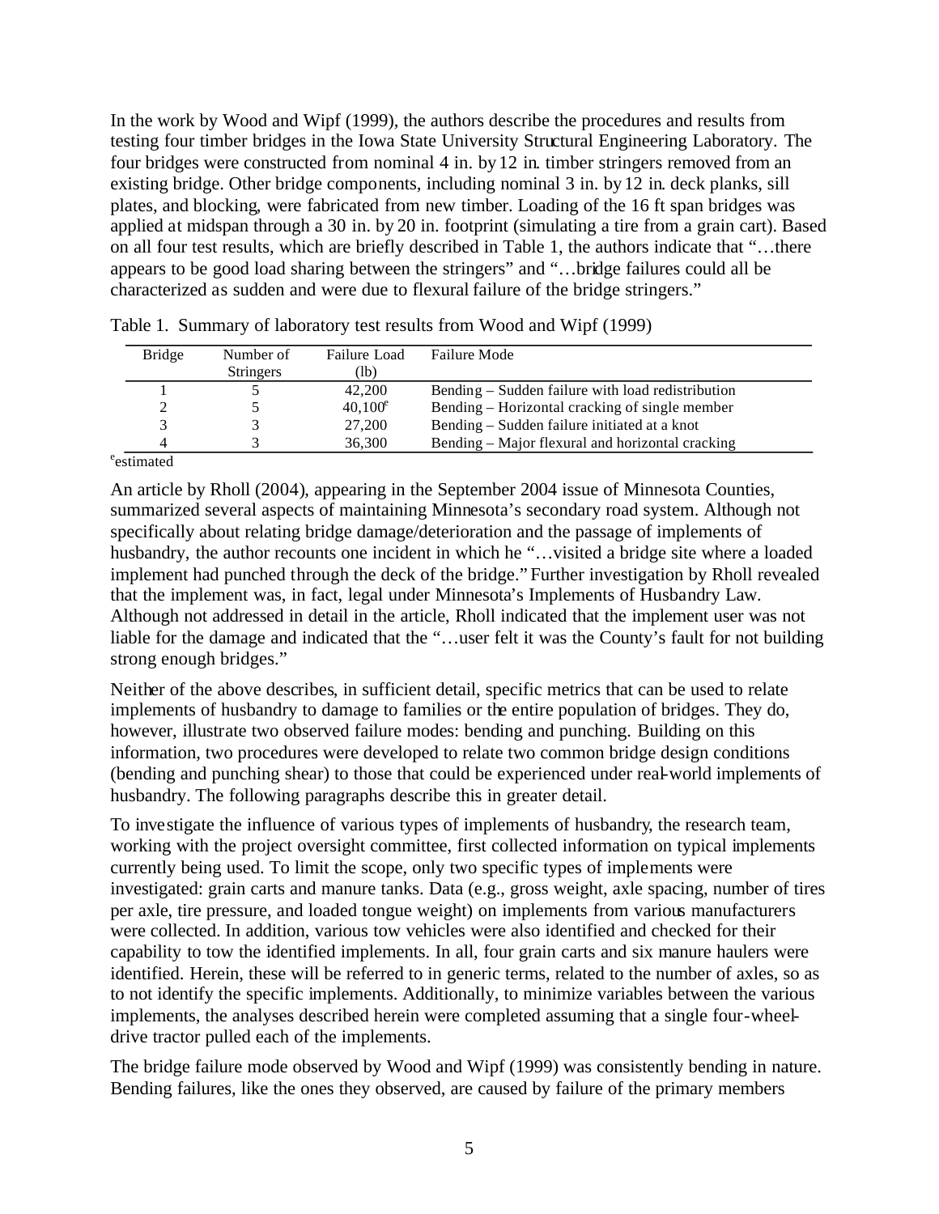In the work by Wood and Wipf (1999), the authors describe the procedures and results from testing four timber bridges in the Iowa State University Structural Engineering Laboratory. The four bridges were constructed from nominal 4 in. by 12 in. timber stringers removed from an existing bridge. Other bridge components, including nominal 3 in. by 12 in. deck planks, sill plates, and blocking, were fabricated from new timber. Loading of the 16 ft span bridges was applied at midspan through a 30 in. by 20 in. footprint (simulating a tire from a grain cart). Based on all four test results, which are briefly described in Table 1, the authors indicate that "…there appears to be good load sharing between the stringers" and "…bridge failures could all be characterized as sudden and were due to flexural failure of the bridge stringers."

Table 1. Summary of laboratory test results from Wood and Wipf (1999)

| Bridge | Number of Stringers | Failure Load (lb) | Failure Mode |
|---|---|---|---|
| 1 | 5 | 42,200 | Bending – Sudden failure with load redistribution |
| 2 | 5 | 40,100[e] | Bending – Horizontal cracking of single member |
| 3 | 3 | 27,200 | Bending – Sudden failure initiated at a knot |
| 4 | 3 | 36,300 | Bending – Major flexural and horizontal cracking |

[e]estimated

An article by Rholl (2004), appearing in the September 2004 issue of Minnesota Counties, summarized several aspects of maintaining Minnesota's secondary road system. Although not specifically about relating bridge damage/deterioration and the passage of implements of husbandry, the author recounts one incident in which he "…visited a bridge site where a loaded implement had punched through the deck of the bridge." Further investigation by Rholl revealed that the implement was, in fact, legal under Minnesota's Implements of Husbandry Law. Although not addressed in detail in the article, Rholl indicated that the implement user was not liable for the damage and indicated that the "…user felt it was the County's fault for not building strong enough bridges."

Neither of the above describes, in sufficient detail, specific metrics that can be used to relate implements of husbandry to damage to families or the entire population of bridges. They do, however, illustrate two observed failure modes: bending and punching. Building on this information, two procedures were developed to relate two common bridge design conditions (bending and punching shear) to those that could be experienced under real-world implements of husbandry. The following paragraphs describe this in greater detail.

To investigate the influence of various types of implements of husbandry, the research team, working with the project oversight committee, first collected information on typical implements currently being used. To limit the scope, only two specific types of implements were investigated: grain carts and manure tanks. Data (e.g., gross weight, axle spacing, number of tires per axle, tire pressure, and loaded tongue weight) on implements from various manufacturers were collected. In addition, various tow vehicles were also identified and checked for their capability to tow the identified implements. In all, four grain carts and six manure haulers were identified. Herein, these will be referred to in generic terms, related to the number of axles, so as to not identify the specific implements. Additionally, to minimize variables between the various implements, the analyses described herein were completed assuming that a single four-wheel-drive tractor pulled each of the implements.

The bridge failure mode observed by Wood and Wipf (1999) was consistently bending in nature. Bending failures, like the ones they observed, are caused by failure of the primary members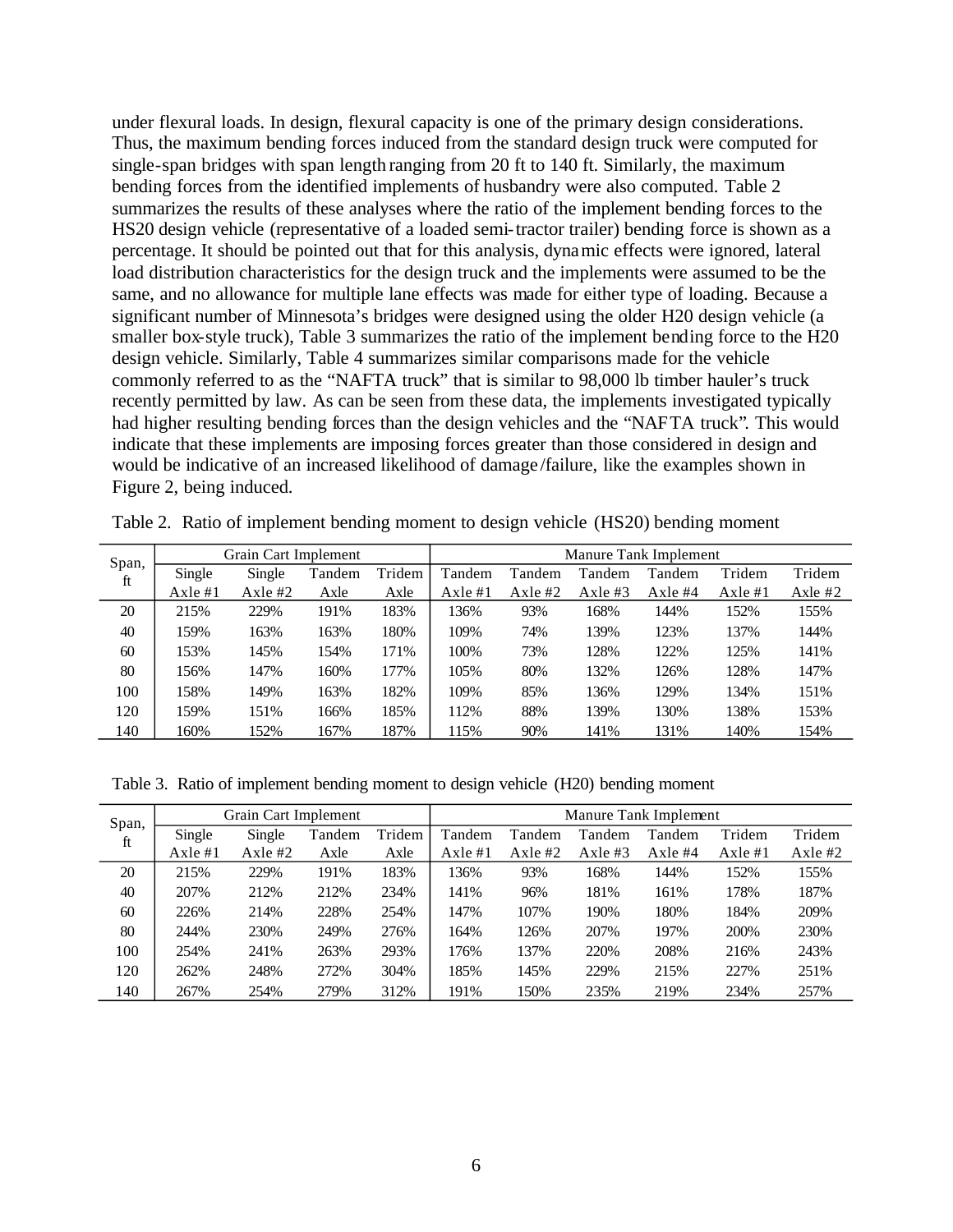under flexural loads. In design, flexural capacity is one of the primary design considerations. Thus, the maximum bending forces induced from the standard design truck were computed for single-span bridges with span length ranging from 20 ft to 140 ft. Similarly, the maximum bending forces from the identified implements of husbandry were also computed. Table 2 summarizes the results of these analyses where the ratio of the implement bending forces to the HS20 design vehicle (representative of a loaded semi-tractor trailer) bending force is shown as a percentage. It should be pointed out that for this analysis, dynamic effects were ignored, lateral load distribution characteristics for the design truck and the implements were assumed to be the same, and no allowance for multiple lane effects was made for either type of loading. Because a significant number of Minnesota's bridges were designed using the older H20 design vehicle (a smaller box-style truck), Table 3 summarizes the ratio of the implement bending force to the H20 design vehicle. Similarly, Table 4 summarizes similar comparisons made for the vehicle commonly referred to as the "NAFTA truck" that is similar to 98,000 lb timber hauler's truck recently permitted by law. As can be seen from these data, the implements investigated typically had higher resulting bending forces than the design vehicles and the "NAFTA truck". This would indicate that these implements are imposing forces greater than those considered in design and would be indicative of an increased likelihood of damage/failure, like the examples shown in Figure 2, being induced.

Table 2. Ratio of implement bending moment to design vehicle (HS20) bending moment

| Span, ft | Grain Cart Implement | | | | Manure Tank Implement | | | | | |
|---|---|---|---|---|---|---|---|---|---|---|
| | Single Axle #1 | Single Axle #2 | Tandem Axle | Tridem Axle | Tandem Axle #1 | Tandem Axle #2 | Tandem Axle #3 | Tandem Axle #4 | Tridem Axle #1 | Tridem Axle #2 |
| 20 | 215% | 229% | 191% | 183% | 136% | 93% | 168% | 144% | 152% | 155% |
| 40 | 159% | 163% | 163% | 180% | 109% | 74% | 139% | 123% | 137% | 144% |
| 60 | 153% | 145% | 154% | 171% | 100% | 73% | 128% | 122% | 125% | 141% |
| 80 | 156% | 147% | 160% | 177% | 105% | 80% | 132% | 126% | 128% | 147% |
| 100 | 158% | 149% | 163% | 182% | 109% | 85% | 136% | 129% | 134% | 151% |
| 120 | 159% | 151% | 166% | 185% | 112% | 88% | 139% | 130% | 138% | 153% |
| 140 | 160% | 152% | 167% | 187% | 115% | 90% | 141% | 131% | 140% | 154% |

Table 3. Ratio of implement bending moment to design vehicle (H20) bending moment

| Span, ft | Grain Cart Implement | | | | Manure Tank Implement | | | | | |
|---|---|---|---|---|---|---|---|---|---|---|
| | Single Axle #1 | Single Axle #2 | Tandem Axle | Tridem Axle | Tandem Axle #1 | Tandem Axle #2 | Tandem Axle #3 | Tandem Axle #4 | Tridem Axle #1 | Tridem Axle #2 |
| 20 | 215% | 229% | 191% | 183% | 136% | 93% | 168% | 144% | 152% | 155% |
| 40 | 207% | 212% | 212% | 234% | 141% | 96% | 181% | 161% | 178% | 187% |
| 60 | 226% | 214% | 228% | 254% | 147% | 107% | 190% | 180% | 184% | 209% |
| 80 | 244% | 230% | 249% | 276% | 164% | 126% | 207% | 197% | 200% | 230% |
| 100 | 254% | 241% | 263% | 293% | 176% | 137% | 220% | 208% | 216% | 243% |
| 120 | 262% | 248% | 272% | 304% | 185% | 145% | 229% | 215% | 227% | 251% |
| 140 | 267% | 254% | 279% | 312% | 191% | 150% | 235% | 219% | 234% | 257% |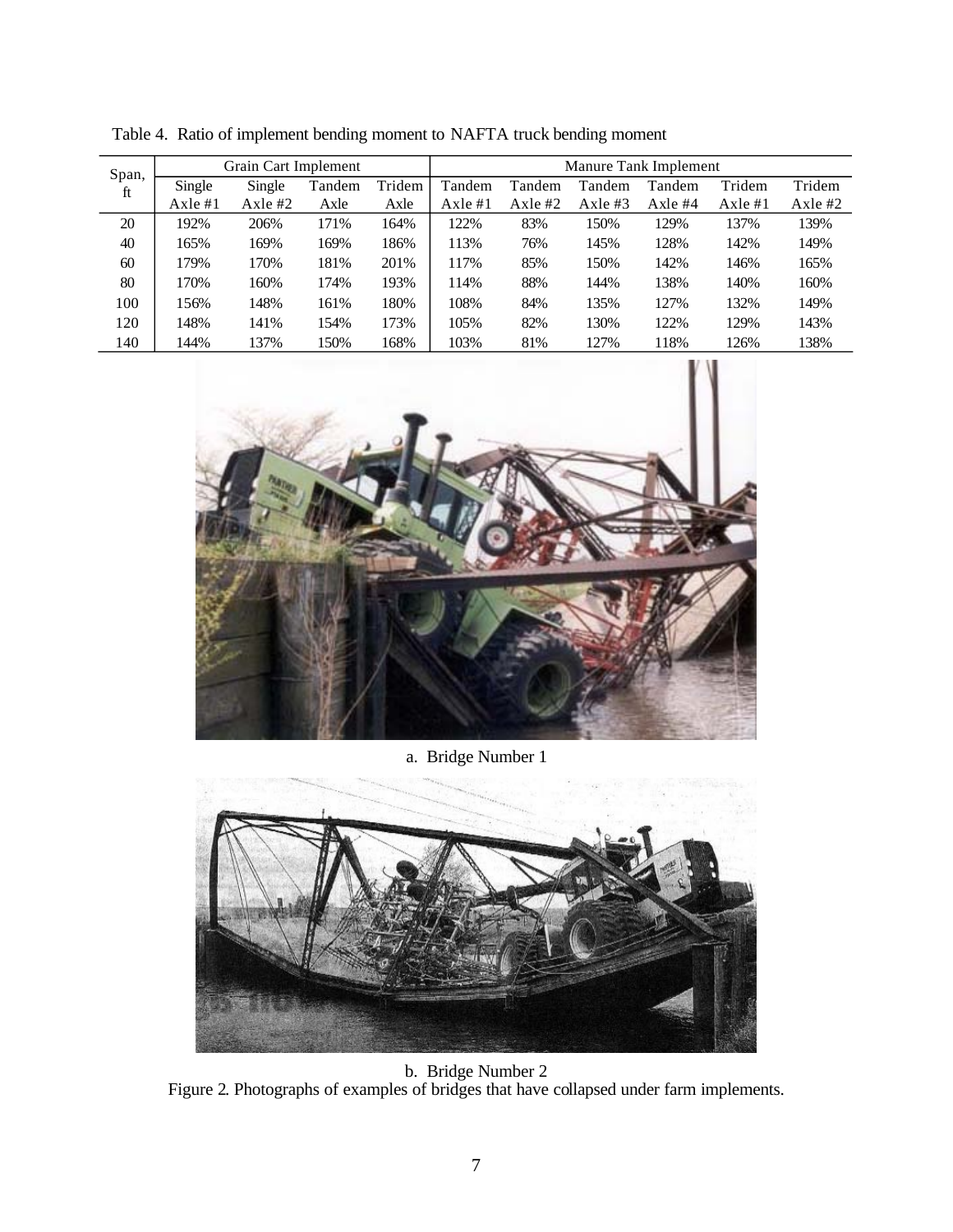Table 4. Ratio of implement bending moment to NAFTA truck bending moment

| Span, ft | Grain Cart Implement | | | | Manure Tank Implement | | | | | |
|---|---|---|---|---|---|---|---|---|---|---|
| | Single Axle #1 | Single Axle #2 | Tandem Axle | Tridem Axle | Tandem Axle #1 | Tandem Axle #2 | Tandem Axle #3 | Tandem Axle #4 | Tridem Axle #1 | Tridem Axle #2 |
| 20 | 192% | 206% | 171% | 164% | 122% | 83% | 150% | 129% | 137% | 139% |
| 40 | 165% | 169% | 169% | 186% | 113% | 76% | 145% | 128% | 142% | 149% |
| 60 | 179% | 170% | 181% | 201% | 117% | 85% | 150% | 142% | 146% | 165% |
| 80 | 170% | 160% | 174% | 193% | 114% | 88% | 144% | 138% | 140% | 160% |
| 100 | 156% | 148% | 161% | 180% | 108% | 84% | 135% | 127% | 132% | 149% |
| 120 | 148% | 141% | 154% | 173% | 105% | 82% | 130% | 122% | 129% | 143% |
| 140 | 144% | 137% | 150% | 168% | 103% | 81% | 127% | 118% | 126% | 138% |

a. Bridge Number 1

b. Bridge Number 2

Figure 2. Photographs of examples of bridges that have collapsed under farm implements.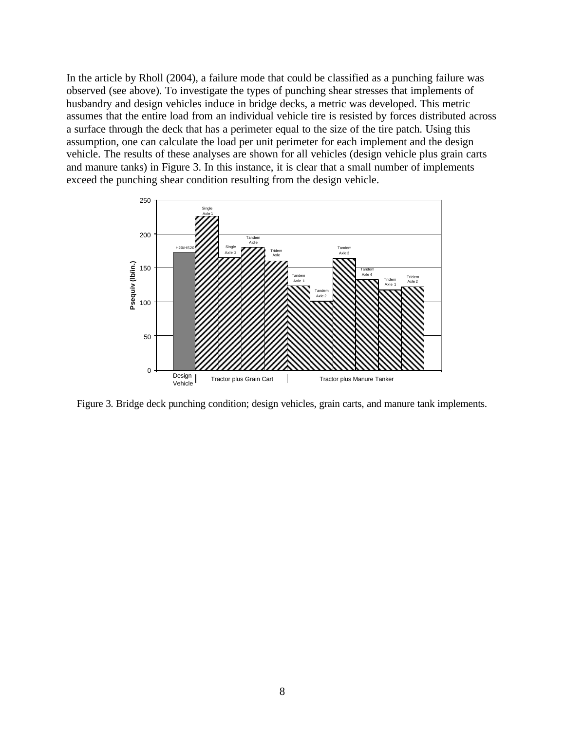In the article by Rholl (2004), a failure mode that could be classified as a punching failure was observed (see above). To investigate the types of punching shear stresses that implements of husbandry and design vehicles induce in bridge decks, a metric was developed. This metric assumes that the entire load from an individual vehicle tire is resisted by forces distributed across a surface through the deck that has a perimeter equal to the size of the tire patch. Using this assumption, one can calculate the load per unit perimeter for each implement and the design vehicle. The results of these analyses are shown for all vehicles (design vehicle plus grain carts and manure tanks) in Figure 3. In this instance, it is clear that a small number of implements exceed the punching shear condition resulting from the design vehicle.

Figure 3. Bridge deck punching condition; design vehicles, grain carts, and manure tank implements.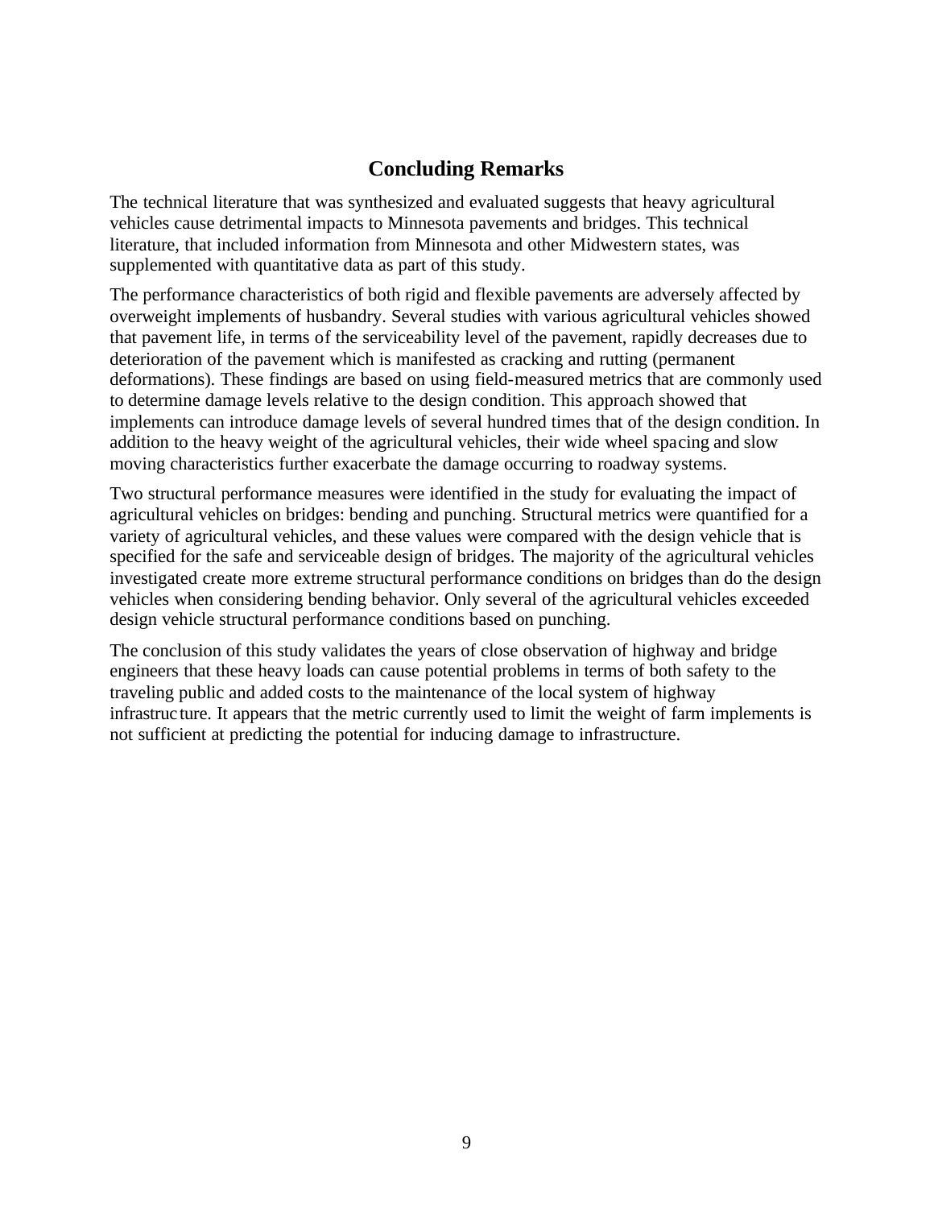## Concluding Remarks

The technical literature that was synthesized and evaluated suggests that heavy agricultural vehicles cause detrimental impacts to Minnesota pavements and bridges. This technical literature, that included information from Minnesota and other Midwestern states, was supplemented with quantitative data as part of this study.

The performance characteristics of both rigid and flexible pavements are adversely affected by overweight implements of husbandry. Several studies with various agricultural vehicles showed that pavement life, in terms of the serviceability level of the pavement, rapidly decreases due to deterioration of the pavement which is manifested as cracking and rutting (permanent deformations). These findings are based on using field-measured metrics that are commonly used to determine damage levels relative to the design condition. This approach showed that implements can introduce damage levels of several hundred times that of the design condition. In addition to the heavy weight of the agricultural vehicles, their wide wheel spacing and slow moving characteristics further exacerbate the damage occurring to roadway systems.

Two structural performance measures were identified in the study for evaluating the impact of agricultural vehicles on bridges: bending and punching. Structural metrics were quantified for a variety of agricultural vehicles, and these values were compared with the design vehicle that is specified for the safe and serviceable design of bridges. The majority of the agricultural vehicles investigated create more extreme structural performance conditions on bridges than do the design vehicles when considering bending behavior. Only several of the agricultural vehicles exceeded design vehicle structural performance conditions based on punching.

The conclusion of this study validates the years of close observation of highway and bridge engineers that these heavy loads can cause potential problems in terms of both safety to the traveling public and added costs to the maintenance of the local system of highway infrastructure. It appears that the metric currently used to limit the weight of farm implements is not sufficient at predicting the potential for inducing damage to infrastructure.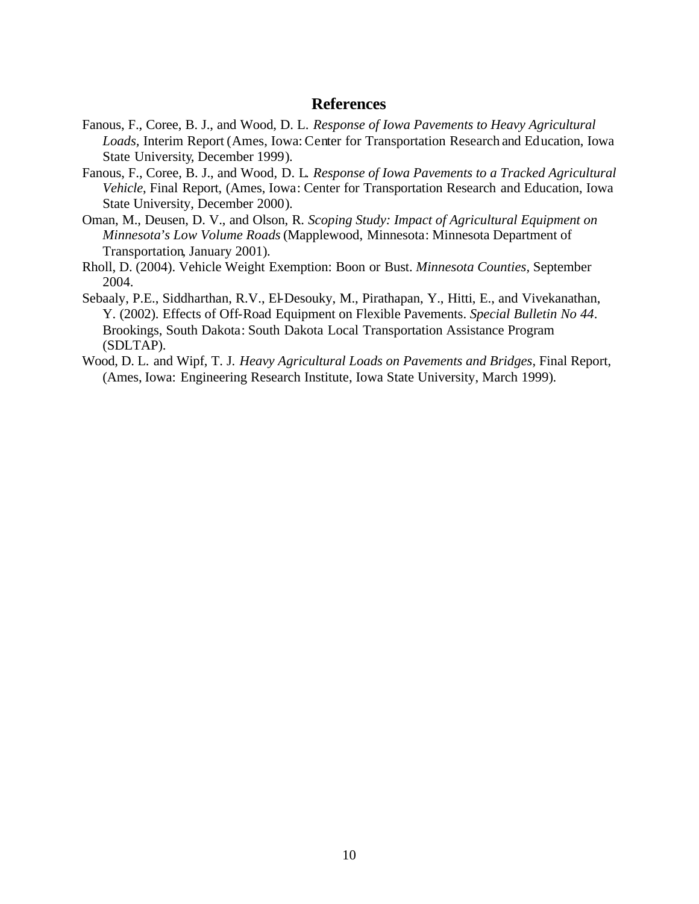## References

Fanous, F., Coree, B. J., and Wood, D. L. *Response of Iowa Pavements to Heavy Agricultural Loads*, Interim Report (Ames, Iowa: Center for Transportation Research and Education, Iowa State University, December 1999).

Fanous, F., Coree, B. J., and Wood, D. L. *Response of Iowa Pavements to a Tracked Agricultural Vehicle*, Final Report, (Ames, Iowa: Center for Transportation Research and Education, Iowa State University, December 2000).

Oman, M., Deusen, D. V., and Olson, R. *Scoping Study: Impact of Agricultural Equipment on Minnesota's Low Volume Roads* (Mapplewood, Minnesota: Minnesota Department of Transportation, January 2001).

Rholl, D. (2004). Vehicle Weight Exemption: Boon or Bust. *Minnesota Counties*, September 2004.

Sebaaly, P.E., Siddharthan, R.V., El-Desouky, M., Pirathapan, Y., Hitti, E., and Vivekanathan, Y. (2002). Effects of Off-Road Equipment on Flexible Pavements. *Special Bulletin No 44*. Brookings, South Dakota: South Dakota Local Transportation Assistance Program (SDLTAP).

Wood, D. L. and Wipf, T. J. *Heavy Agricultural Loads on Pavements and Bridges*, Final Report, (Ames, Iowa: Engineering Research Institute, Iowa State University, March 1999).